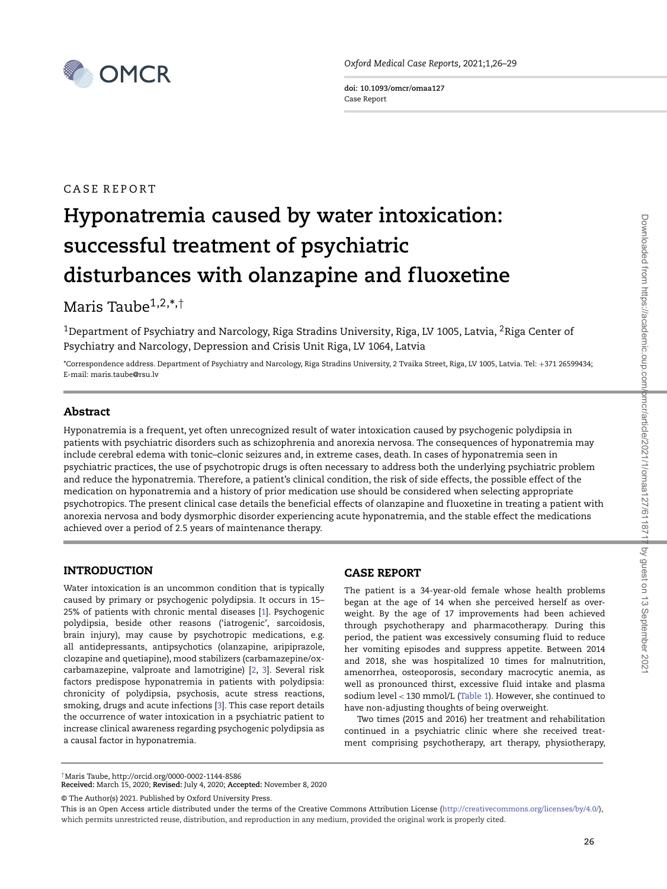CASE REPORT

# Hyponatremia caused by water intoxication: successful treatment of psychiatric disturbances with olanzapine and fluoxetine

Maris Taube[1,2,*,†]

[1]Department of Psychiatry and Narcology, Riga Stradins University, Riga, LV 1005, Latvia, [2]Riga Center of Psychiatry and Narcology, Depression and Crisis Unit Riga, LV 1064, Latvia

*Correspondence address. Department of Psychiatry and Narcology, Riga Stradins University, 2 Tvaika Street, Riga, LV 1005, Latvia. Tel: +371 26599434; E-mail: maris.taube@rsu.lv

## Abstract

Hyponatremia is a frequent, yet often unrecognized result of water intoxication caused by psychogenic polydipsia in patients with psychiatric disorders such as schizophrenia and anorexia nervosa. The consequences of hyponatremia may include cerebral edema with tonic–clonic seizures and, in extreme cases, death. In cases of hyponatremia seen in psychiatric practices, the use of psychotropic drugs is often necessary to address both the underlying psychiatric problem and reduce the hyponatremia. Therefore, a patient's clinical condition, the risk of side effects, the possible effect of the medication on hyponatremia and a history of prior medication use should be considered when selecting appropriate psychotropics. The present clinical case details the beneficial effects of olanzapine and fluoxetine in treating a patient with anorexia nervosa and body dysmorphic disorder experiencing acute hyponatremia, and the stable effect the medications achieved over a period of 2.5 years of maintenance therapy.

## INTRODUCTION

Water intoxication is an uncommon condition that is typically caused by primary or psychogenic polydipsia. It occurs in 15–25% of patients with chronic mental diseases [1]. Psychogenic polydipsia, beside other reasons ('iatrogenic', sarcoidosis, brain injury), may cause by psychotropic medications, e.g. all antidepressants, antipsychotics (olanzapine, aripiprazole, clozapine and quetiapine), mood stabilizers (carbamazepine/oxcarbamazepine, valproate and lamotrigine) [2, 3]. Several risk factors predispose hyponatremia in patients with polydipsia: chronicity of polydipsia, psychosis, acute stress reactions, smoking, drugs and acute infections [3]. This case report details the occurrence of water intoxication in a psychiatric patient to increase clinical awareness regarding psychogenic polydipsia as a causal factor in hyponatremia.

## CASE REPORT

The patient is a 34-year-old female whose health problems began at the age of 14 when she perceived herself as overweight. By the age of 17 improvements had been achieved through psychotherapy and pharmacotherapy. During this period, the patient was excessively consuming fluid to reduce her vomiting episodes and suppress appetite. Between 2014 and 2018, she was hospitalized 10 times for malnutrition, amenorrhea, osteoporosis, secondary macrocytic anemia, as well as pronounced thirst, excessive fluid intake and plasma sodium level < 130 mmol/L (Table 1). However, she continued to have non-adjusting thoughts of being overweight.

Two times (2015 and 2016) her treatment and rehabilitation continued in a psychiatric clinic where she received treatment comprising psychotherapy, art therapy, physiotherapy,

†Maris Taube, http://orcid.org/0000-0002-1144-8586
**Received:** March 15, 2020; **Revised:** July 4, 2020; **Accepted:** November 8, 2020

© The Author(s) 2021. Published by Oxford University Press.
This is an Open Access article distributed under the terms of the Creative Commons Attribution License (http://creativecommons.org/licenses/by/4.0/), which permits unrestricted reuse, distribution, and reproduction in any medium, provided the original work is properly cited.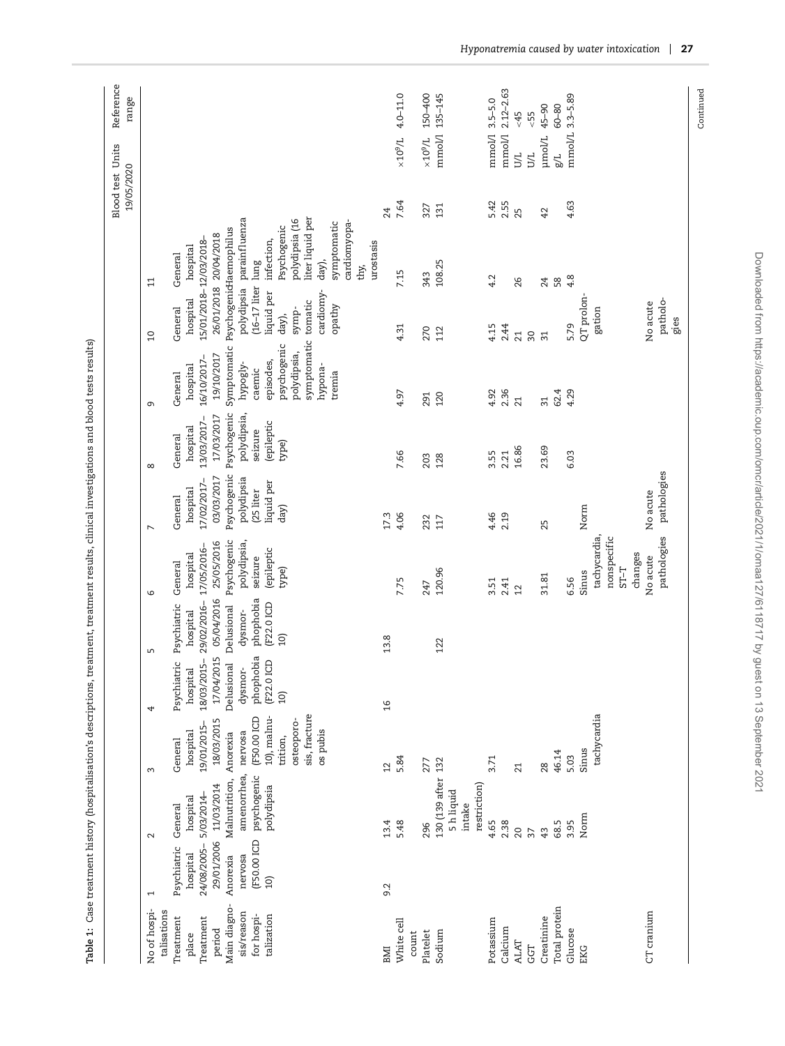**Table 1:** Case treatment history (hospitalisation's descriptions, treatment, treatment results, clinical investigations and blood tests results)

| No of hospitalisations | 1 | 2 | 3 | 4 | 5 | 6 | 7 | 8 | 9 | 10 | 11 | Blood test 19/05/2020 | Units | Reference range |
|---|---|---|---|---|---|---|---|---|---|---|---|---|---|---|
| Treatment place | Psychiatric hospital | General hospital | General hospital | Psychiatric hospital | Psychiatric hospital | General hospital | General hospital | General hospital | General hospital | General hospital | General hospital | | | |
| Treatment period | 24/08/2005–29/01/2006 | 5/03/2014–11/03/2014 | 19/01/2015–18/03/2015 | 18/03/2015–17/04/2015 | 29/02/2016–05/04/2016 | 17/05/2016–25/05/2016 | 17/02/2017–03/03/2017 | 13/03/2017–17/03/2017 | 16/10/2017–19/10/2017 | 15/01/2018–26/01/2018 | 12/03/2018–20/04/2018 | | | |
| Main diagnosis/reason for hospitalization | Anorexia nervosa (F50.00 ICD 10) | Malnutrition, amenorrhea, psychogenic polydipsia | Anorexia nervosa (F50.00 ICD 10), malnutrition, osteoporosis, fracture os pubis | Delusional dysmorphophobia (F22.0 ICD 10) | Delusional dysmorphophobia (F22.0 ICD 10) | Psychogenic polydipsia, seizure (epileptic type) | Psychogenic polydipsia (25 liter liquid per day) | Psychogenic polydipsia, seizure (epileptic type) | Symptomatic hypoglycaemic episodes, psychogenic polydipsia, symptomatic hyponatremia | Psychogenic polydipsia (16–17 liter liquid per day), symptomatic cardiomyopathy | Haemophilus parainfluenza lung infection, Psychogenic polydipsia (16 liter liquid per day), symptomatic cardiomyopathy, urostasis | | | |
| BMI | 9.2 | 13.4 | 12 | 16 | 13.8 | | 17.3 | | | | | 24 | | |
| White cell count | | 5.48 | 5.84 | | | 7.75 | 4.06 | 7.66 | 4.97 | 4.31 | 7.15 | 7.64 | $\times 10^9$/L | 4.0–11.0 |
| Platelet | | 296 | 277 | | | 247 | 232 | 203 | 291 | 270 | 343 | 327 | $\times 10^9$/L | 150–400 |
| Sodium | | 130 (139 after 5 h liquid intake restriction) | 132 | | 122 | 120.96 | 117 | 128 | 120 | 112 | 108.25 | 131 | mmol/l | 135–145 |
| Potassium | | 4.65 | 3.71 | | | 3.51 | 4.46 | 3.55 | 4.92 | 4.15 | 4.2 | 5.42 | mmol/l | 3.5–5.0 |
| Calcium | | 2.38 | | | | 2.41 | 2.19 | 2.21 | 2.36 | 2.44 | | 2.55 | mmol/l | 2.12–2.63 |
| ALAT | | 20 | 21 | | | 12 | | 16.86 | 21 | 21 | 26 | 25 | U/L | <45 |
| GGT | | 37 | | | | | | | | 30 | | | U/L | <55 |
| Creatinine | | 43 | 28 | | | 31.81 | 25 | 23.69 | 31 | 31 | 24 | 42 | µmol/L | 45–90 |
| Total protein | | 68.5 | 46.14 | | | | | | 62.4 | | 58 | | g/L | 60–80 |
| Glucose | | 3.95 | 5.03 | | | 6.56 | | 6.03 | 4.29 | 5.79 | 4.8 | 4.63 | mmol/L | 3.3–5.89 |
| EKG | | Norm | Sinus tachycardia | | | Sinus tachycardia, nonspecific ST–T changes | Norm | | | QT prolongation | | | | |
| CT cranium | | | | | | No acute pathologies | No acute pathologies | | | No acute pathologies | | | | |

Continued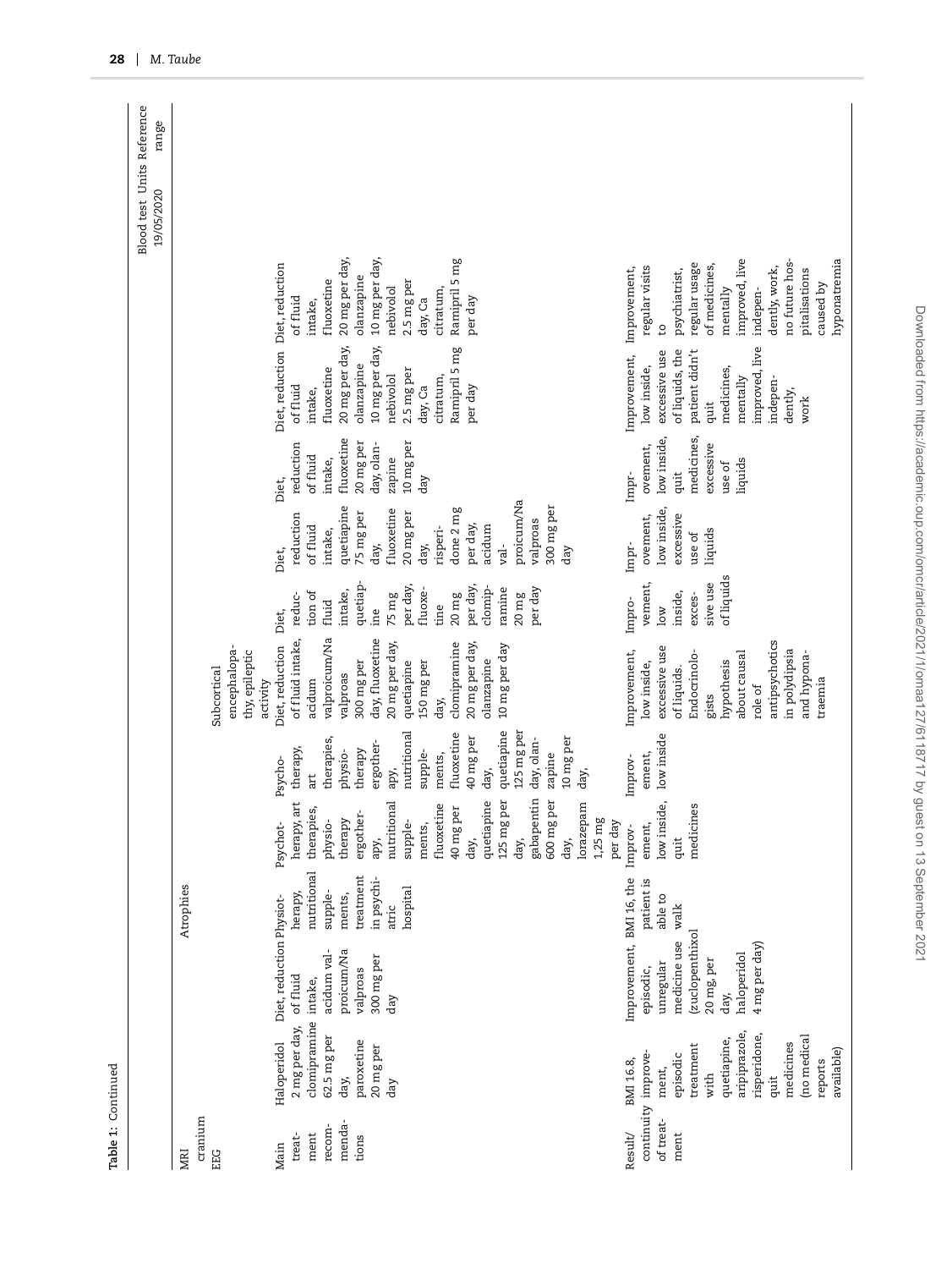**Table 1:** Continued

| | | | | | | | | | | | | Blood test 19/05/2020 | Units | Reference range |
|---|---|---|---|---|---|---|---|---|---|---|---|---|---|---|
| MRI cranium | | | Atrophies | | | | | | | | | | | |
| EEG | | | | | | Subcortical encephalopathy, epileptic activity | | | | | | | | |
| Main treatment recommendations | Haloperidol 2 mg per day, clomipramine 62.5 mg per day, paroxetine 20 mg per day | Diet, reduction of fluid intake, acidum valproicum/Na valproas 300 mg per day | Physiotherapy, nutritional supplements, treatment in psychiatric hospital | Psychotherapy, art therapies, physiotherapy ergotherapy, nutritional supplements, fluoxetine 40 mg per day, quetiapine 125 mg per day, gabapentin 600 mg per day, lorazepam 1,25 mg per day | Psychotherapy, art therapies, physiotherapy ergotherapy, nutritional supplements, fluoxetine 40 mg per day, quetiapine 125 mg per day, olanzapine 10 mg per day, | Diet, reduction of fluid intake, acidum valproicum/Na valproas 300 mg per day, fluoxetine 20 mg per day, quetiapine 150 mg per day, clomipramine 20 mg per day, olanzapine 10 mg per day | Diet, reduction of fluid intake, quetiapine 75 mg per day, fluoxetine 20 mg per day, clomipramine 20 mg per day | Diet, reduction of fluid intake, quetiapine 75 mg per day, fluoxetine 20 mg per day, risperidone 2 mg per day, acidum valproicum/Na valproas 300 mg per day | Diet, reduction of fluid intake, fluoxetine 20 mg per day, olanzapine 10 mg per day | Diet, reduction of fluid intake, fluoxetine 20 mg per day, olanzapine 10 mg per day, nebivolol 2.5 mg per day, Ca citratum, Ramipril 5 mg per day | Diet, reduction of fluid intake, fluoxetine 20 mg per day, olanzapine 10 mg per day, nebivolol 2.5 mg per day, Ca citratum, Ramipril 5 mg per day | | | |
| Result/continuity of treatment | BMI 16.8, improvement, episodic treatment with quetiapine, aripiprazole, risperidone, quit medicines (no medical reports available) | Improvement, episodic, unregular medicine use (zuclopenthixol 20 mg, per day, haloperidol 4 mg per day) | BMI 16, the patient is able to walk | Improvement, low inside, quit medicines | Improvement, low inside | Improvement, low inside, excessive use of liquids. Endocrinologists hypothesis about causal role of antipsychotics in polydipsia and hyponatraemia | Improvement, low inside, excessive use of liquids | Improvement, low inside, excessive use of liquids | Improvement, low inside, quit medicines, excessive use of liquids | Improvement, low inside, excessive use of liquids, the patient didn't quit medicines, mentally improved, live independently, work | Improvement, regular visits to psychiatrist, regular usage of medicines, mentally improved, live independently, work, no future hospitalisations caused by hyponatremia | | | |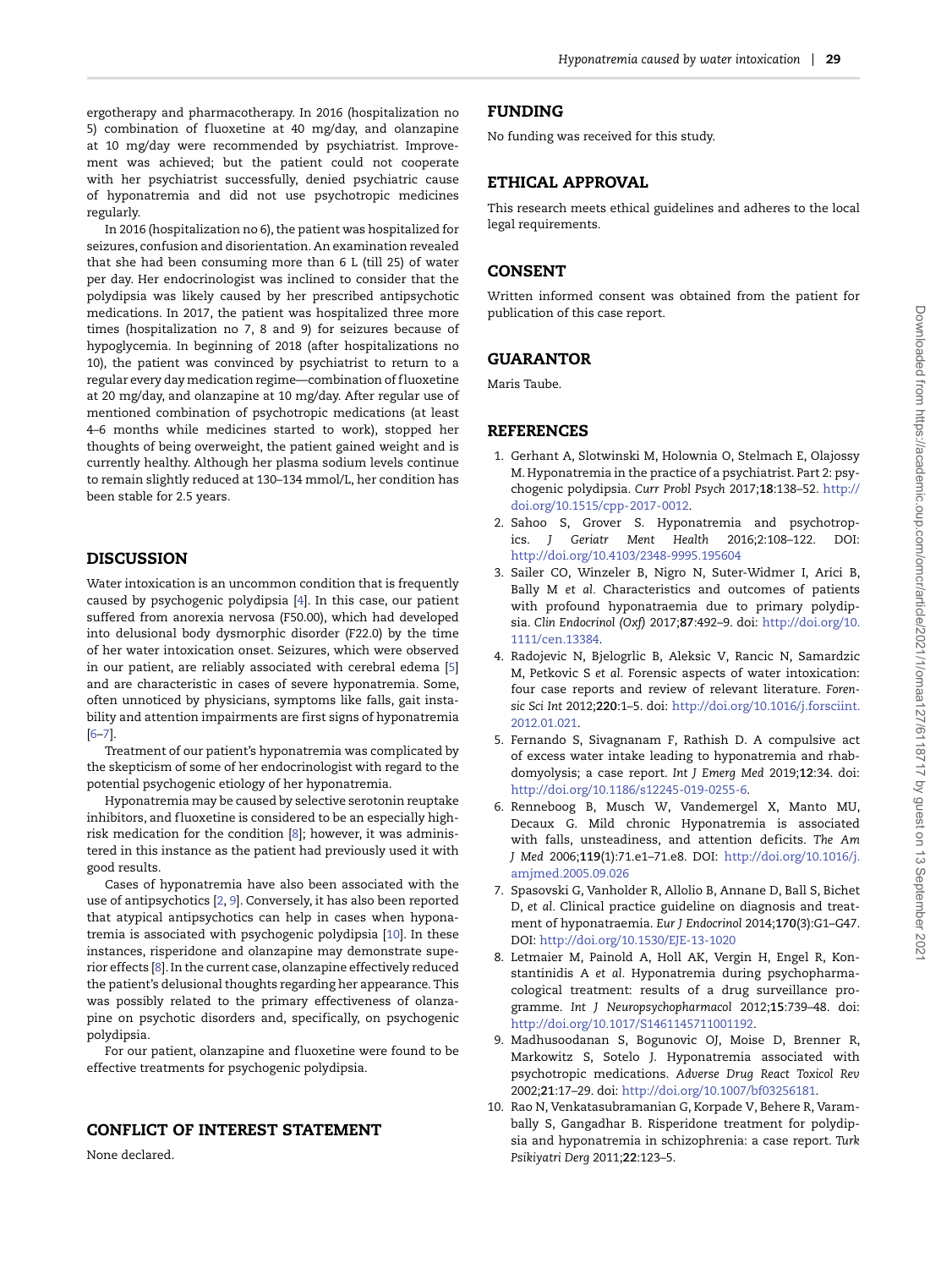ergotherapy and pharmacotherapy. In 2016 (hospitalization no 5) combination of fluoxetine at 40 mg/day, and olanzapine at 10 mg/day were recommended by psychiatrist. Improvement was achieved; but the patient could not cooperate with her psychiatrist successfully, denied psychiatric cause of hyponatremia and did not use psychotropic medicines regularly.

In 2016 (hospitalization no 6), the patient was hospitalized for seizures, confusion and disorientation. An examination revealed that she had been consuming more than 6 L (till 25) of water per day. Her endocrinologist was inclined to consider that the polydipsia was likely caused by her prescribed antipsychotic medications. In 2017, the patient was hospitalized three more times (hospitalization no 7, 8 and 9) for seizures because of hypoglycemia. In beginning of 2018 (after hospitalizations no 10), the patient was convinced by psychiatrist to return to a regular every day medication regime—combination of fluoxetine at 20 mg/day, and olanzapine at 10 mg/day. After regular use of mentioned combination of psychotropic medications (at least 4–6 months while medicines started to work), stopped her thoughts of being overweight, the patient gained weight and is currently healthy. Although her plasma sodium levels continue to remain slightly reduced at 130–134 mmol/L, her condition has been stable for 2.5 years.

## DISCUSSION

Water intoxication is an uncommon condition that is frequently caused by psychogenic polydipsia [4]. In this case, our patient suffered from anorexia nervosa (F50.00), which had developed into delusional body dysmorphic disorder (F22.0) by the time of her water intoxication onset. Seizures, which were observed in our patient, are reliably associated with cerebral edema [5] and are characteristic in cases of severe hyponatremia. Some, often unnoticed by physicians, symptoms like falls, gait instability and attention impairments are first signs of hyponatremia [6–7].

Treatment of our patient's hyponatremia was complicated by the skepticism of some of her endocrinologist with regard to the potential psychogenic etiology of her hyponatremia.

Hyponatremia may be caused by selective serotonin reuptake inhibitors, and fluoxetine is considered to be an especially high-risk medication for the condition [8]; however, it was administered in this instance as the patient had previously used it with good results.

Cases of hyponatremia have also been associated with the use of antipsychotics [2, 9]. Conversely, it has also been reported that atypical antipsychotics can help in cases when hyponatremia is associated with psychogenic polydipsia [10]. In these instances, risperidone and olanzapine may demonstrate superior effects [8]. In the current case, olanzapine effectively reduced the patient's delusional thoughts regarding her appearance. This was possibly related to the primary effectiveness of olanzapine on psychotic disorders and, specifically, on psychogenic polydipsia.

For our patient, olanzapine and fluoxetine were found to be effective treatments for psychogenic polydipsia.

## CONFLICT OF INTEREST STATEMENT

None declared.

## FUNDING

No funding was received for this study.

## ETHICAL APPROVAL

This research meets ethical guidelines and adheres to the local legal requirements.

## CONSENT

Written informed consent was obtained from the patient for publication of this case report.

## GUARANTOR

Maris Taube.

## REFERENCES

1. Gerhant A, Slotwinski M, Holownia O, Stelmach E, Olajossy M. Hyponatremia in the practice of a psychiatrist. Part 2: psychogenic polydipsia. *Curr Probl Psych* 2017;**18**:138–52. http://doi.org/10.1515/cpp-2017-0012.
2. Sahoo S, Grover S. Hyponatremia and psychotropics. *J Geriatr Ment Health* 2016;2:108–122. DOI: http://doi.org/10.4103/2348-9995.195604
3. Sailer CO, Winzeler B, Nigro N, Suter-Widmer I, Arici B, Bally M *et al.* Characteristics and outcomes of patients with profound hyponatraemia due to primary polydipsia. *Clin Endocrinol (Oxf)* 2017;**87**:492–9. doi: http://doi.org/10.1111/cen.13384.
4. Radojevic N, Bjelogrlic B, Aleksic V, Rancic N, Samardzic M, Petkovic S *et al.* Forensic aspects of water intoxication: four case reports and review of relevant literature. *Forensic Sci Int* 2012;**220**:1–5. doi: http://doi.org/10.1016/j.forsciint.2012.01.021.
5. Fernando S, Sivagnanam F, Rathish D. A compulsive act of excess water intake leading to hyponatremia and rhabdomyolysis; a case report. *Int J Emerg Med* 2019;**12**:34. doi: http://doi.org/10.1186/s12245-019-0255-6.
6. Renneboog B, Musch W, Vandemergel X, Manto MU, Decaux G. Mild chronic Hyponatremia is associated with falls, unsteadiness, and attention deficits. *The Am J Med* 2006;**119**(1):71.e1–71.e8. DOI: http://doi.org/10.1016/j.amjmed.2005.09.026
7. Spasovski G, Vanholder R, Allolio B, Annane D, Ball S, Bichet D, *et al.* Clinical practice guideline on diagnosis and treatment of hyponatraemia. *Eur J Endocrinol* 2014;**170**(3):G1–G47. DOI: http://doi.org/10.1530/EJE-13-1020
8. Letmaier M, Painold A, Holl AK, Vergin H, Engel R, Konstantinidis A *et al.* Hyponatremia during psychopharmacological treatment: results of a drug surveillance programme. *Int J Neuropsychopharmacol* 2012;**15**:739–48. doi: http://doi.org/10.1017/S1461145711001192.
9. Madhusoodanan S, Bogunovic OJ, Moise D, Brenner R, Markowitz S, Sotelo J. Hyponatremia associated with psychotropic medications. *Adverse Drug React Toxicol Rev* 2002;**21**:17–29. doi: http://doi.org/10.1007/bf03256181.
10. Rao N, Venkatasubramanian G, Korpade V, Behere R, Varambally S, Gangadhar B. Risperidone treatment for polydipsia and hyponatremia in schizophrenia: a case report. *Turk Psikiyatri Derg* 2011;**22**:123–5.